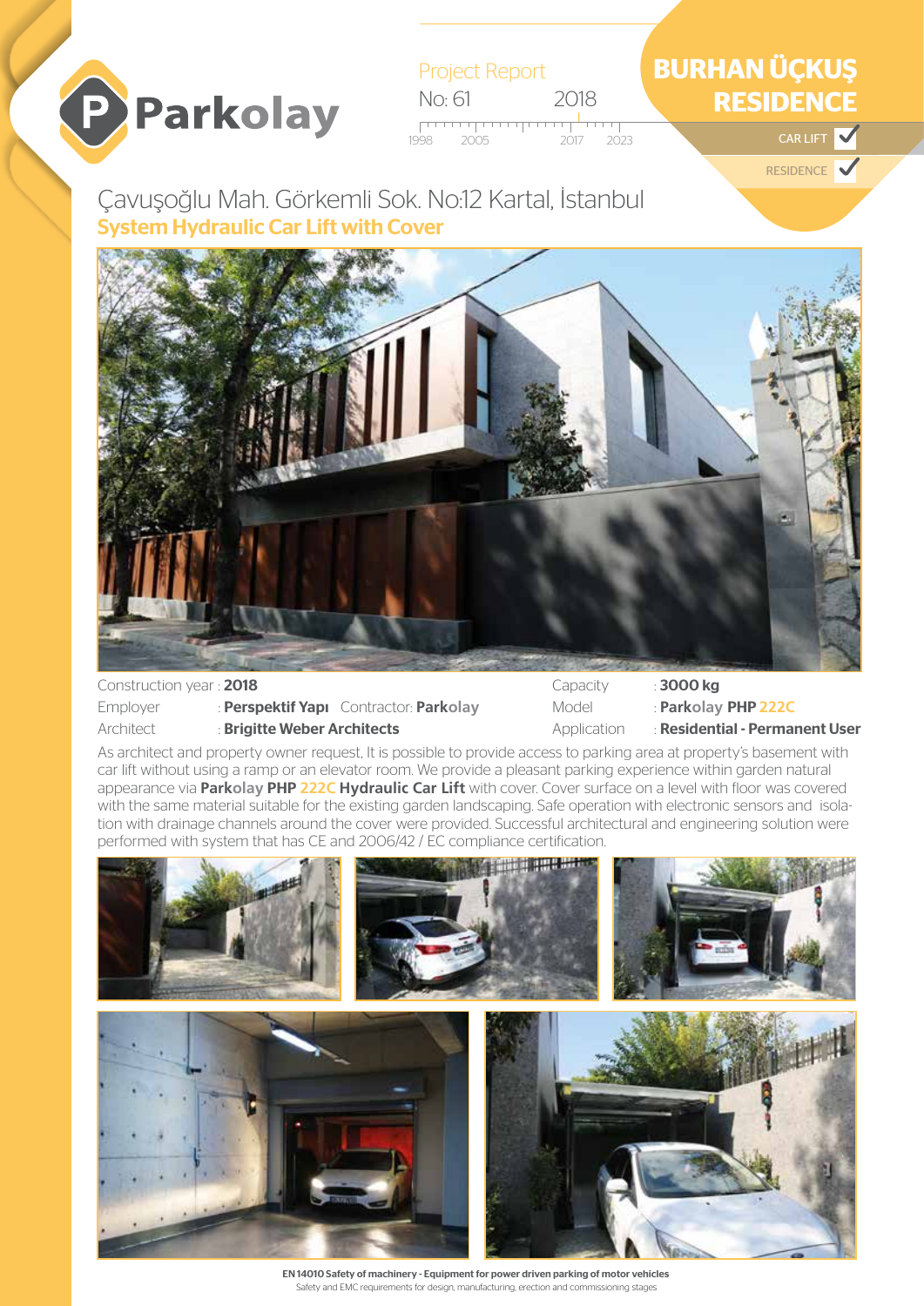Parkolay

Project Report
No: 61 — 2018

1998 2005 2017 2023

# BURHAN ÜÇKUŞ RESIDENCE

CAR LIFT ✔
RESIDENCE ✔

Çavuşoğlu Mah. Görkemli Sok. No:12 Kartal, İstanbul

## System Hydraulic Car Lift with Cover

| | | | |
|---|---|---|---|
| Construction year | : **2018** | Capacity | : **3000 kg** |
| Employer | : **Perspektif Yapı** Contractor: **Parkolay** | Model | : **Parkolay PHP 222C** |
| Architect | : **Brigitte Weber Architects** | Application | : **Residential - Permanent User** |

As architect and property owner request, It is possible to provide access to parking area at property's basement with car lift without using a ramp or an elevator room. We provide a pleasant parking experience within garden natural appearance via **Parkolay PHP 222C Hydraulic Car Lift** with cover. Cover surface on a level with floor was covered with the same material suitable for the existing garden landscaping. Safe operation with electronic sensors and isolation with drainage channels around the cover were provided. Successful architectural and engineering solution were performed with system that has CE and 2006/42 / EC compliance certification.

**EN 14010 Safety of machinery - Equipment for power driven parking of motor vehicles**
Safety and EMC requirements for design, manufacturing, erection and commissioning stages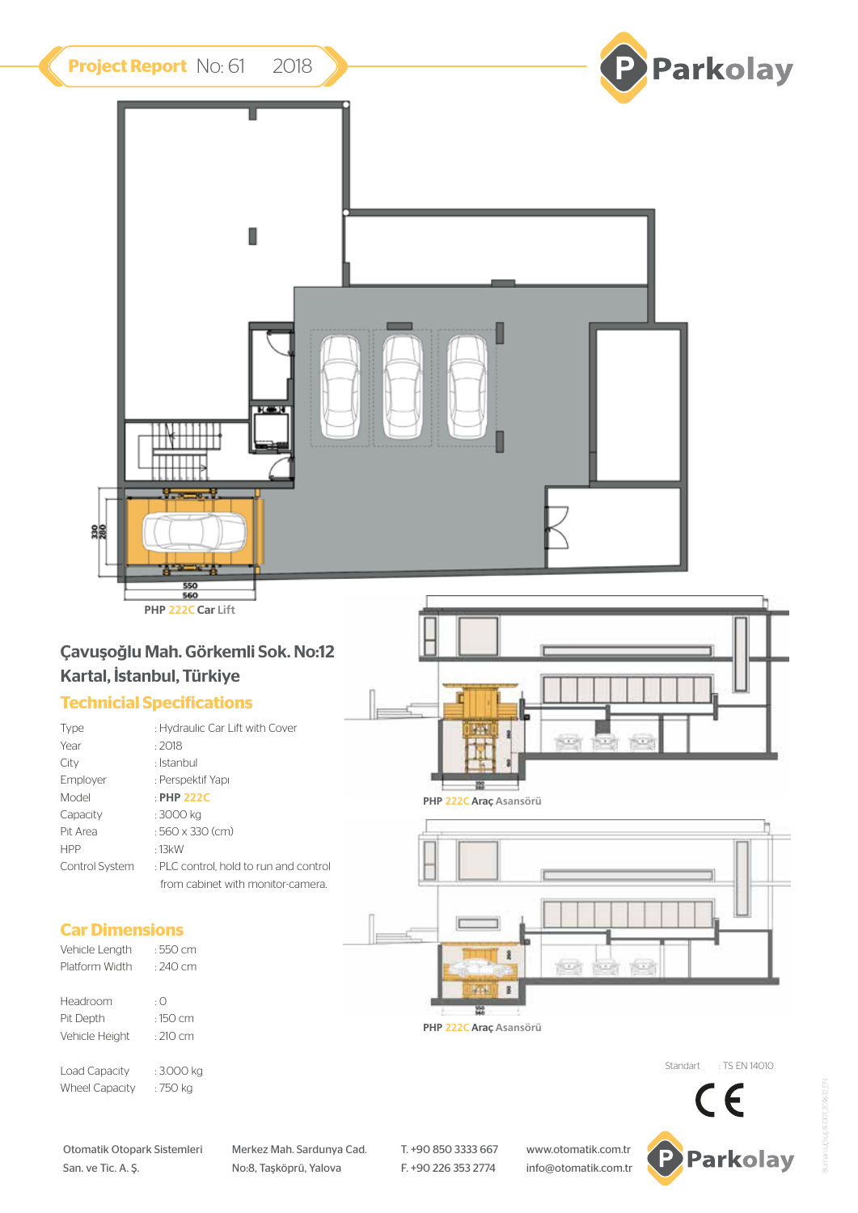Project Report No: 61 2018

Parkolay

330
280

550
560

PHP 222C Car Lift

PHP 222C Araç Asansörü

PHP 222C Araç Asansörü

## Çavuşoğlu Mah. Görkemli Sok. No:12 Kartal, İstanbul, Türkiye

### Technical Specifications

| | |
|---|---|
| Type | : Hydraulic Car Lift with Cover |
| Year | : 2018 |
| City | : Istanbul |
| Employer | : Perspektif Yapı |
| Model | : **PHP 222C** |
| Capacity | : 3000 kg |
| Pit Area | : 560 x 330 (cm) |
| HPP | : 13kW |
| Control System | : PLC control, hold to run and control from cabinet with monitor-camera. |

### Car Dimensions

| | |
|---|---|
| Vehicle Length | : 550 cm |
| Platform Width | : 240 cm |
| Headroom | : 0 |
| Pit Depth | : 150 cm |
| Vehicle Height | : 210 cm |
| Load Capacity | : 3.000 kg |
| Wheel Capacity | : 750 kg |

Standart : TS EN 14010

CE

Otomatik Otopark Sistemleri San. ve Tic. A. Ş.

Merkez Mah. Sardunya Cad. No:8, Taşköprü, Yalova

T. +90 850 3333 667
F. +90 226 353 2774

www.otomatik.com.tr
info@otomatik.com.tr

Parkolay